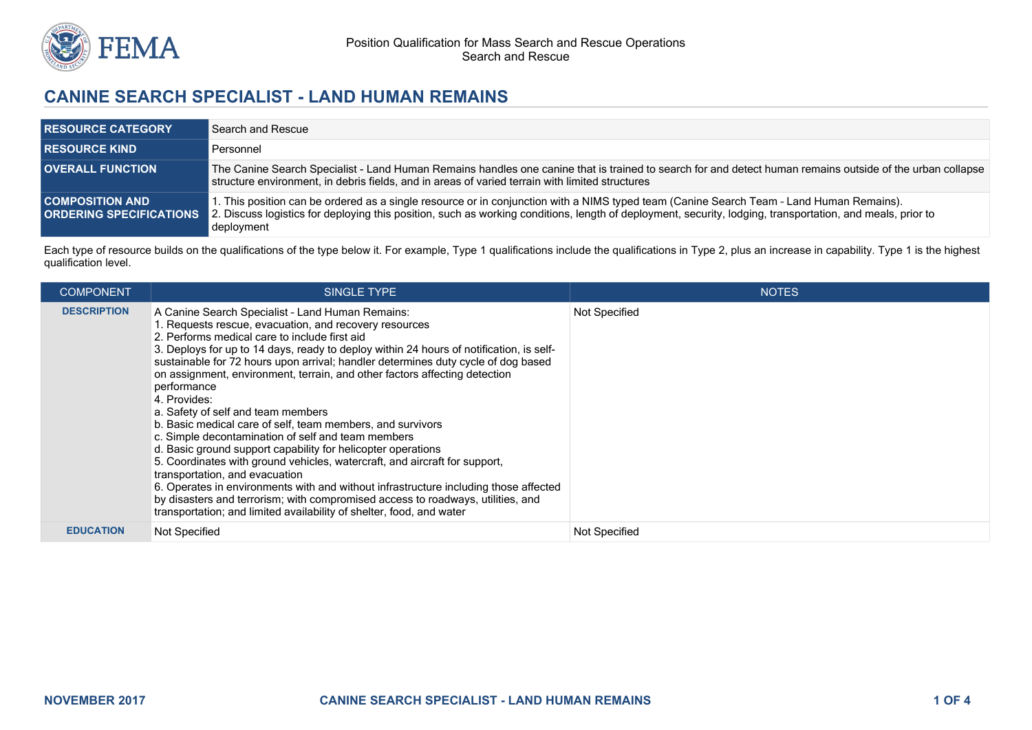Position Qualification for Mass Search and Rescue Operations
Search and Rescue

# CANINE SEARCH SPECIALIST - LAND HUMAN REMAINS

| | |
|---|---|
| **RESOURCE CATEGORY** | Search and Rescue |
| **RESOURCE KIND** | Personnel |
| **OVERALL FUNCTION** | The Canine Search Specialist - Land Human Remains handles one canine that is trained to search for and detect human remains outside of the urban collapse structure environment, in debris fields, and in areas of varied terrain with limited structures |
| **COMPOSITION AND ORDERING SPECIFICATIONS** | 1. This position can be ordered as a single resource or in conjunction with a NIMS typed team (Canine Search Team – Land Human Remains).<br>2. Discuss logistics for deploying this position, such as working conditions, length of deployment, security, lodging, transportation, and meals, prior to deployment |

Each type of resource builds on the qualifications of the type below it. For example, Type 1 qualifications include the qualifications in Type 2, plus an increase in capability. Type 1 is the highest qualification level.

| COMPONENT | SINGLE TYPE | NOTES |
|---|---|---|
| **DESCRIPTION** | A Canine Search Specialist – Land Human Remains:<br>1. Requests rescue, evacuation, and recovery resources<br>2. Performs medical care to include first aid<br>3. Deploys for up to 14 days, ready to deploy within 24 hours of notification, is self-sustainable for 72 hours upon arrival; handler determines duty cycle of dog based on assignment, environment, terrain, and other factors affecting detection performance<br>4. Provides:<br>a. Safety of self and team members<br>b. Basic medical care of self, team members, and survivors<br>c. Simple decontamination of self and team members<br>d. Basic ground support capability for helicopter operations<br>5. Coordinates with ground vehicles, watercraft, and aircraft for support, transportation, and evacuation<br>6. Operates in environments with and without infrastructure including those affected by disasters and terrorism; with compromised access to roadways, utilities, and transportation; and limited availability of shelter, food, and water | Not Specified |
| **EDUCATION** | Not Specified | Not Specified |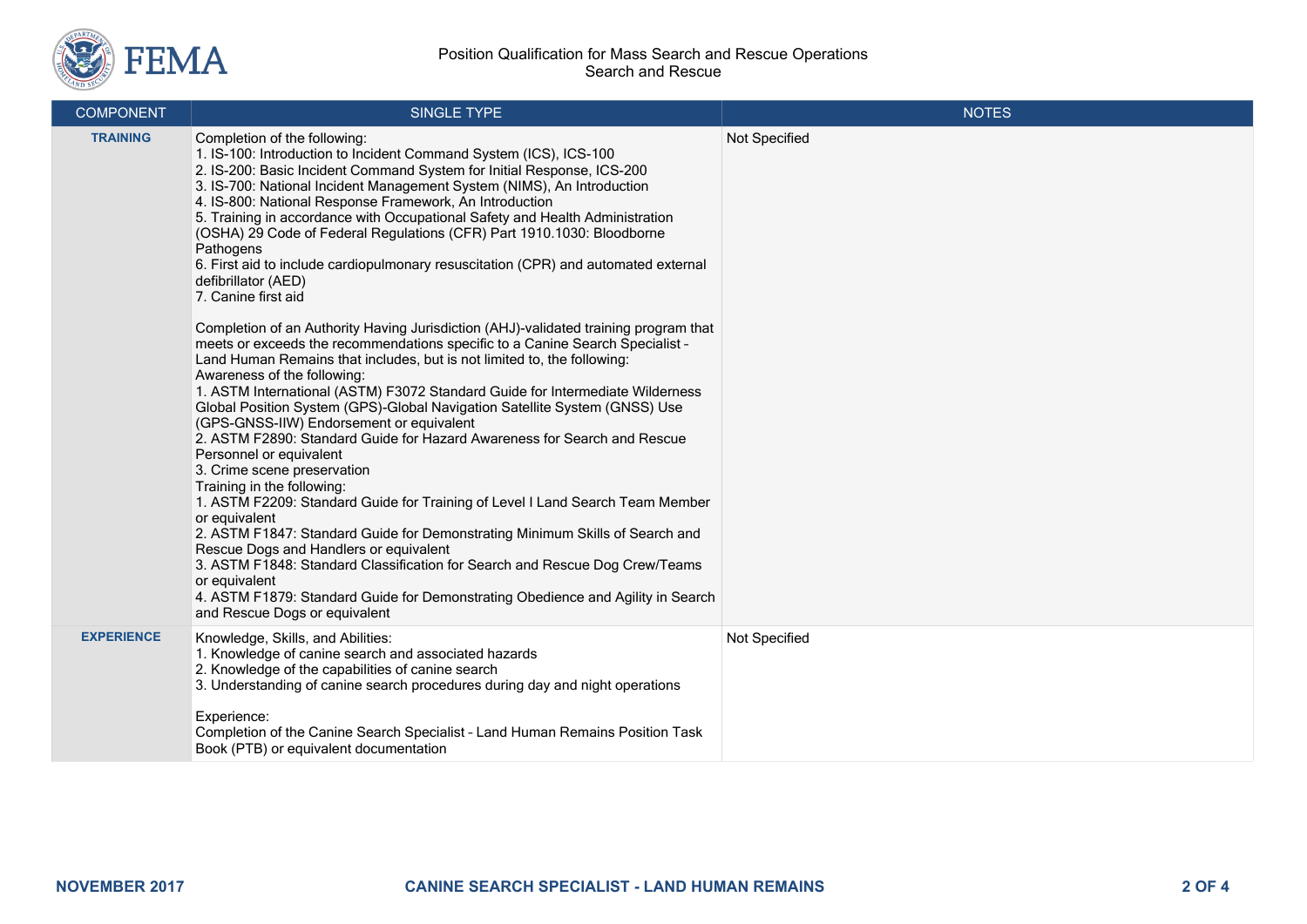| COMPONENT | SINGLE TYPE | NOTES |
|---|---|---|
| **TRAINING** | Completion of the following:<br>1. IS-100: Introduction to Incident Command System (ICS), ICS-100<br>2. IS-200: Basic Incident Command System for Initial Response, ICS-200<br>3. IS-700: National Incident Management System (NIMS), An Introduction<br>4. IS-800: National Response Framework, An Introduction<br>5. Training in accordance with Occupational Safety and Health Administration (OSHA) 29 Code of Federal Regulations (CFR) Part 1910.1030: Bloodborne Pathogens<br>6. First aid to include cardiopulmonary resuscitation (CPR) and automated external defibrillator (AED)<br>7. Canine first aid<br><br>Completion of an Authority Having Jurisdiction (AHJ)-validated training program that meets or exceeds the recommendations specific to a Canine Search Specialist – Land Human Remains that includes, but is not limited to, the following:<br>Awareness of the following:<br>1. ASTM International (ASTM) F3072 Standard Guide for Intermediate Wilderness Global Position System (GPS)-Global Navigation Satellite System (GNSS) Use (GPS-GNSS-IIW) Endorsement or equivalent<br>2. ASTM F2890: Standard Guide for Hazard Awareness for Search and Rescue Personnel or equivalent<br>3. Crime scene preservation<br>Training in the following:<br>1. ASTM F2209: Standard Guide for Training of Level I Land Search Team Member or equivalent<br>2. ASTM F1847: Standard Guide for Demonstrating Minimum Skills of Search and Rescue Dogs and Handlers or equivalent<br>3. ASTM F1848: Standard Classification for Search and Rescue Dog Crew/Teams or equivalent<br>4. ASTM F1879: Standard Guide for Demonstrating Obedience and Agility in Search and Rescue Dogs or equivalent | Not Specified |
| **EXPERIENCE** | Knowledge, Skills, and Abilities:<br>1. Knowledge of canine search and associated hazards<br>2. Knowledge of the capabilities of canine search<br>3. Understanding of canine search procedures during day and night operations<br><br>Experience:<br>Completion of the Canine Search Specialist – Land Human Remains Position Task Book (PTB) or equivalent documentation | Not Specified |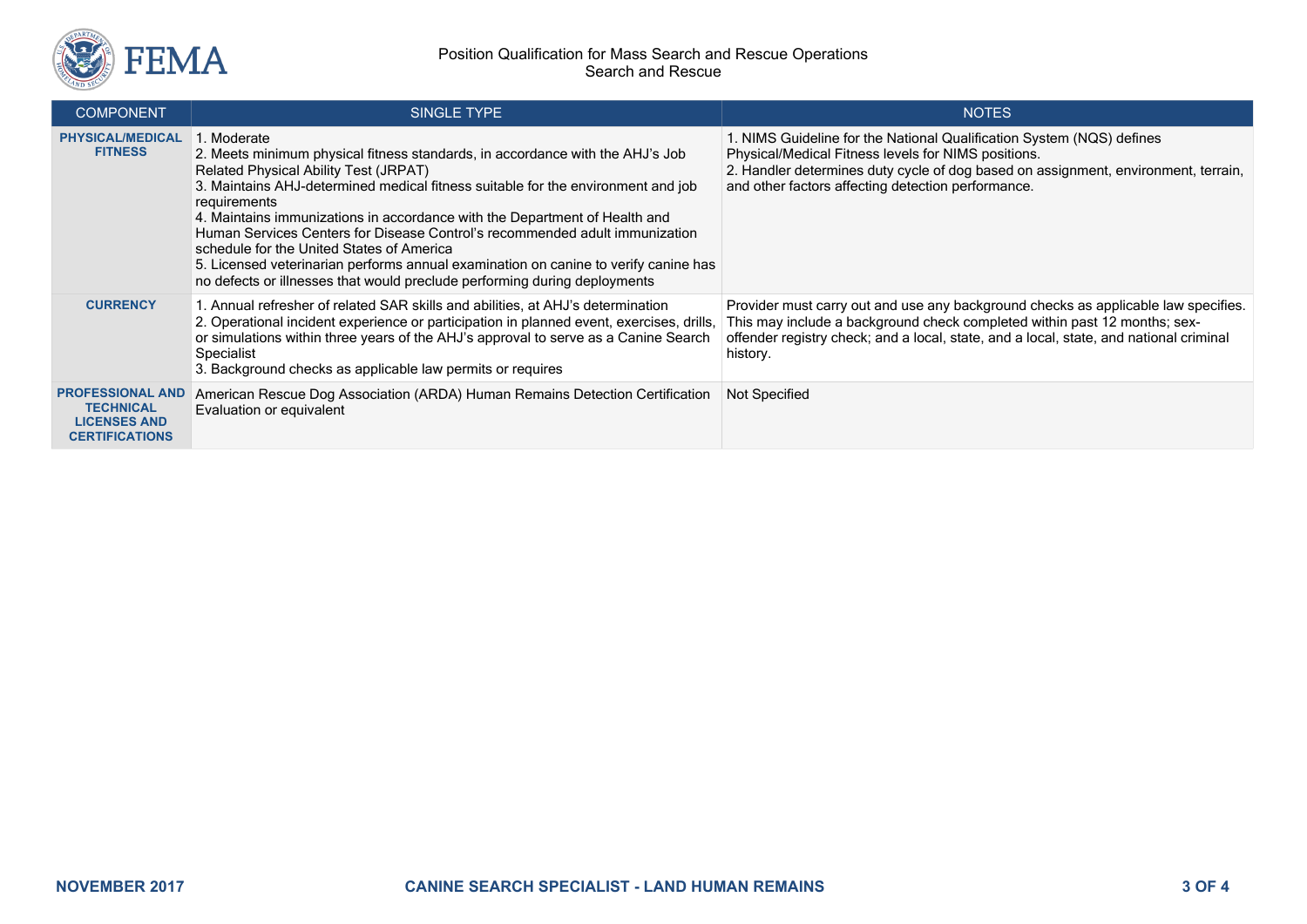| COMPONENT | SINGLE TYPE | NOTES |
| --- | --- | --- |
| **PHYSICAL/MEDICAL FITNESS** | 1. Moderate<br>2. Meets minimum physical fitness standards, in accordance with the AHJ's Job Related Physical Ability Test (JRPAT)<br>3. Maintains AHJ-determined medical fitness suitable for the environment and job requirements<br>4. Maintains immunizations in accordance with the Department of Health and Human Services Centers for Disease Control's recommended adult immunization schedule for the United States of America<br>5. Licensed veterinarian performs annual examination on canine to verify canine has no defects or illnesses that would preclude performing during deployments | 1. NIMS Guideline for the National Qualification System (NQS) defines Physical/Medical Fitness levels for NIMS positions.<br>2. Handler determines duty cycle of dog based on assignment, environment, terrain, and other factors affecting detection performance. |
| **CURRENCY** | 1. Annual refresher of related SAR skills and abilities, at AHJ's determination<br>2. Operational incident experience or participation in planned event, exercises, drills, or simulations within three years of the AHJ's approval to serve as a Canine Search Specialist<br>3. Background checks as applicable law permits or requires | Provider must carry out and use any background checks as applicable law specifies. This may include a background check completed within past 12 months; sex-offender registry check; and a local, state, and a local, state, and national criminal history. |
| **PROFESSIONAL AND TECHNICAL LICENSES AND CERTIFICATIONS** | American Rescue Dog Association (ARDA) Human Remains Detection Certification Evaluation or equivalent | Not Specified |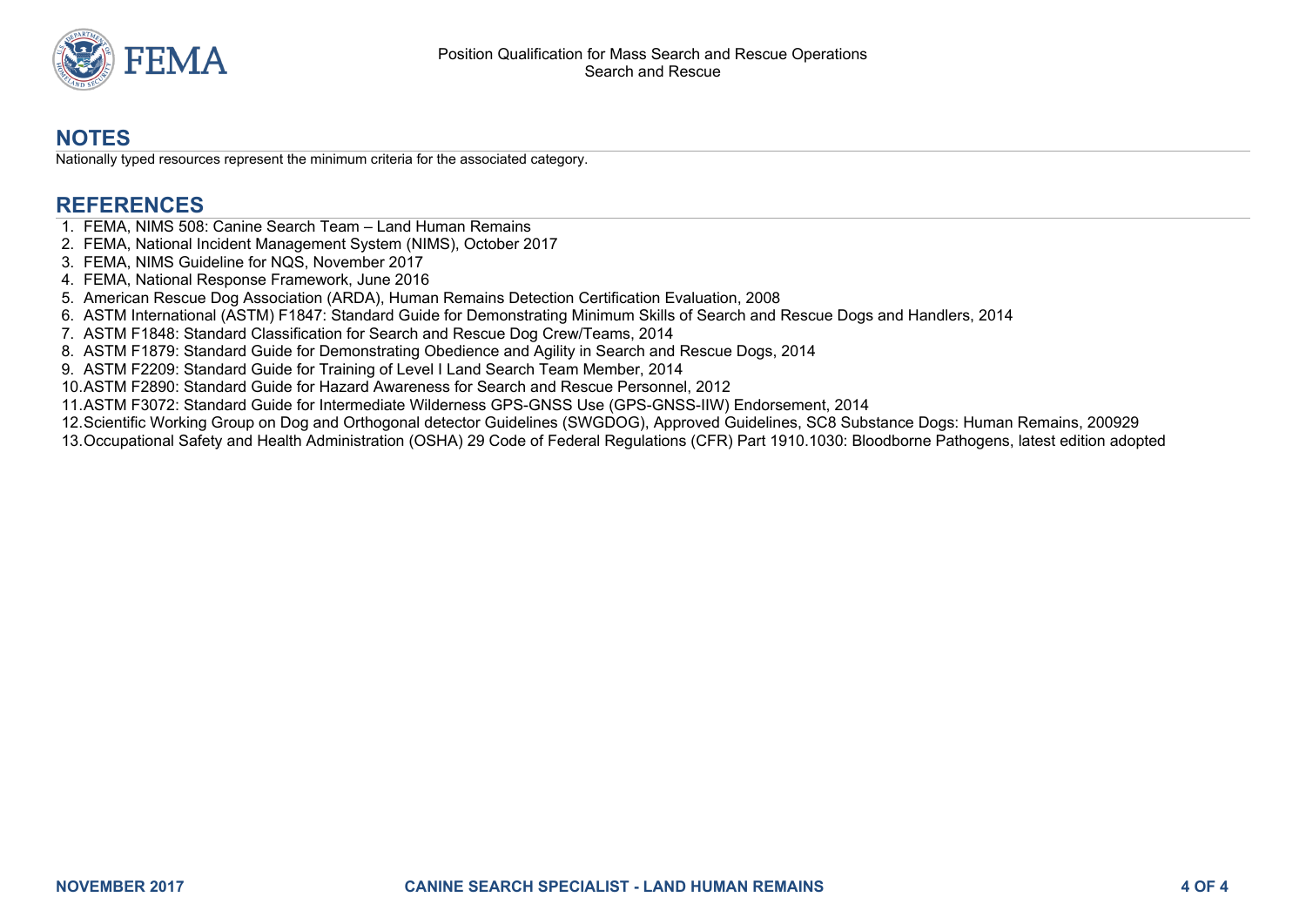## NOTES

Nationally typed resources represent the minimum criteria for the associated category.

## REFERENCES

1. FEMA, NIMS 508: Canine Search Team – Land Human Remains
2. FEMA, National Incident Management System (NIMS), October 2017
3. FEMA, NIMS Guideline for NQS, November 2017
4. FEMA, National Response Framework, June 2016
5. American Rescue Dog Association (ARDA), Human Remains Detection Certification Evaluation, 2008
6. ASTM International (ASTM) F1847: Standard Guide for Demonstrating Minimum Skills of Search and Rescue Dogs and Handlers, 2014
7. ASTM F1848: Standard Classification for Search and Rescue Dog Crew/Teams, 2014
8. ASTM F1879: Standard Guide for Demonstrating Obedience and Agility in Search and Rescue Dogs, 2014
9. ASTM F2209: Standard Guide for Training of Level I Land Search Team Member, 2014
10. ASTM F2890: Standard Guide for Hazard Awareness for Search and Rescue Personnel, 2012
11. ASTM F3072: Standard Guide for Intermediate Wilderness GPS-GNSS Use (GPS-GNSS-IIW) Endorsement, 2014
12. Scientific Working Group on Dog and Orthogonal detector Guidelines (SWGDOG), Approved Guidelines, SC8 Substance Dogs: Human Remains, 200929
13. Occupational Safety and Health Administration (OSHA) 29 Code of Federal Regulations (CFR) Part 1910.1030: Bloodborne Pathogens, latest edition adopted